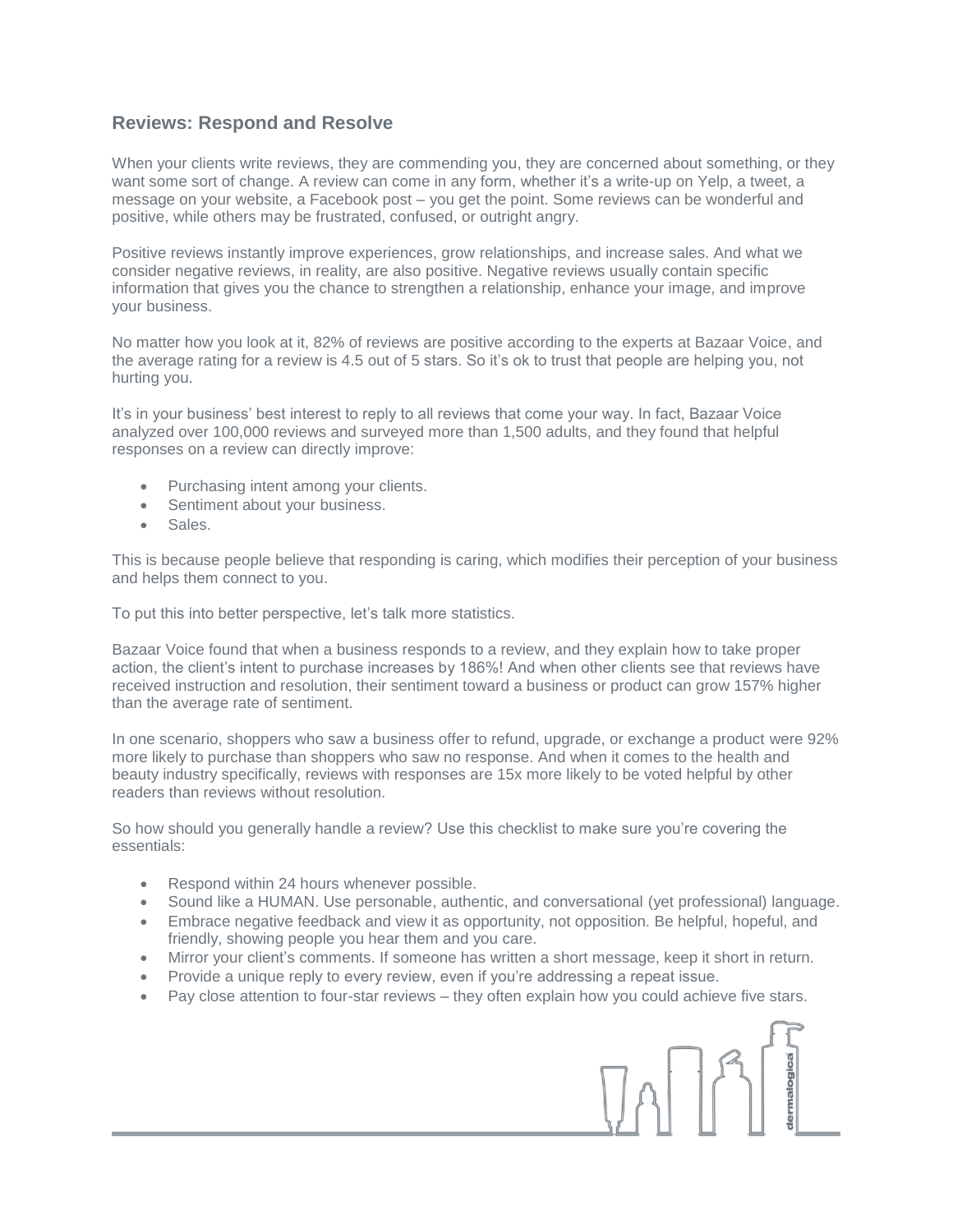## Reviews: Respond and Resolve

When your clients write reviews, they are commending you, they are concerned about something, or they want some sort of change. A review can come in any form, whether it's a write-up on Yelp, a tweet, a message on your website, a Facebook post – you get the point. Some reviews can be wonderful and positive, while others may be frustrated, confused, or outright angry.

Positive reviews instantly improve experiences, grow relationships, and increase sales. And what we consider negative reviews, in reality, are also positive. Negative reviews usually contain specific information that gives you the chance to strengthen a relationship, enhance your image, and improve your business.

No matter how you look at it, 82% of reviews are positive according to the experts at Bazaar Voice, and the average rating for a review is 4.5 out of 5 stars. So it's ok to trust that people are helping you, not hurting you.

It's in your business' best interest to reply to all reviews that come your way. In fact, Bazaar Voice analyzed over 100,000 reviews and surveyed more than 1,500 adults, and they found that helpful responses on a review can directly improve:

- Purchasing intent among your clients.
- Sentiment about your business.
- Sales.

This is because people believe that responding is caring, which modifies their perception of your business and helps them connect to you.

To put this into better perspective, let's talk more statistics.

Bazaar Voice found that when a business responds to a review, and they explain how to take proper action, the client's intent to purchase increases by 186%! And when other clients see that reviews have received instruction and resolution, their sentiment toward a business or product can grow 157% higher than the average rate of sentiment.

In one scenario, shoppers who saw a business offer to refund, upgrade, or exchange a product were 92% more likely to purchase than shoppers who saw no response. And when it comes to the health and beauty industry specifically, reviews with responses are 15x more likely to be voted helpful by other readers than reviews without resolution.

So how should you generally handle a review? Use this checklist to make sure you're covering the essentials:

- Respond within 24 hours whenever possible.
- Sound like a HUMAN. Use personable, authentic, and conversational (yet professional) language.
- Embrace negative feedback and view it as opportunity, not opposition. Be helpful, hopeful, and friendly, showing people you hear them and you care.
- Mirror your client's comments. If someone has written a short message, keep it short in return.
- Provide a unique reply to every review, even if you're addressing a repeat issue.
- Pay close attention to four-star reviews – they often explain how you could achieve five stars.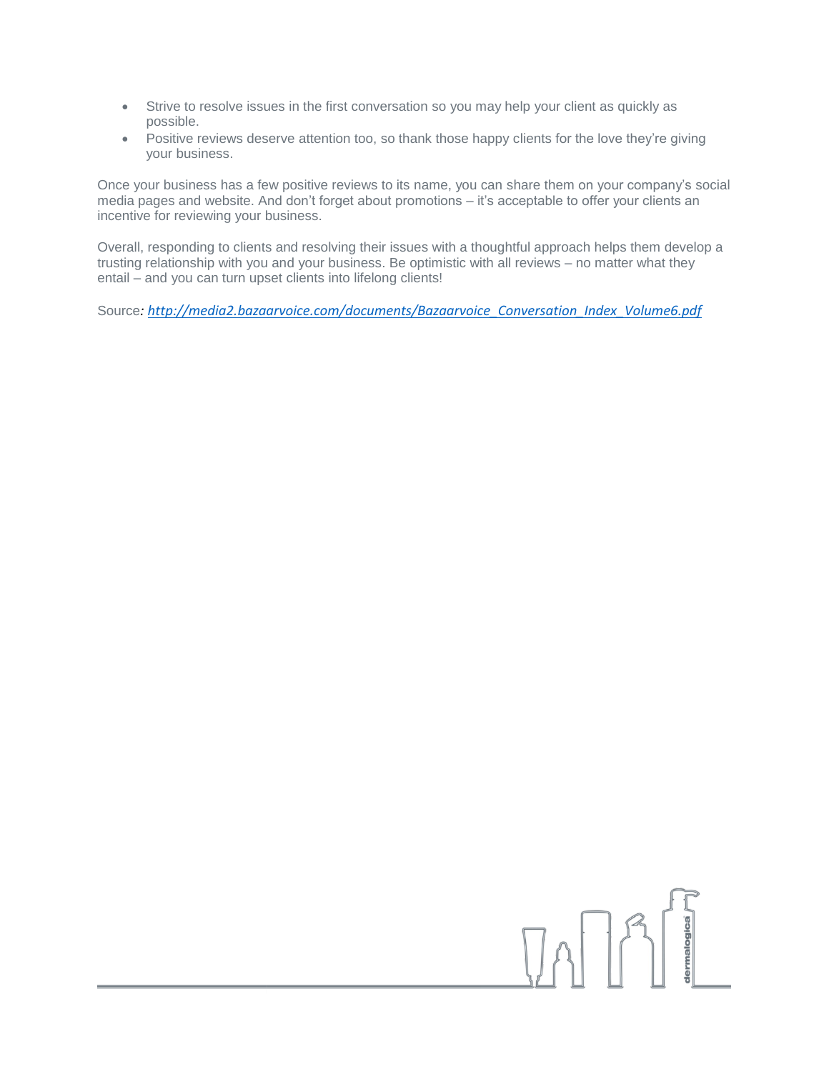- Strive to resolve issues in the first conversation so you may help your client as quickly as possible.
- Positive reviews deserve attention too, so thank those happy clients for the love they're giving your business.

Once your business has a few positive reviews to its name, you can share them on your company's social media pages and website. And don't forget about promotions – it's acceptable to offer your clients an incentive for reviewing your business.

Overall, responding to clients and resolving their issues with a thoughtful approach helps them develop a trusting relationship with you and your business. Be optimistic with all reviews – no matter what they entail – and you can turn upset clients into lifelong clients!

Source*: [http://media2.bazaarvoice.com/documents/Bazaarvoice_Conversation_Index_Volume6.pdf](http://media2.bazaarvoice.com/documents/Bazaarvoice_Conversation_Index_Volume6.pdf)*